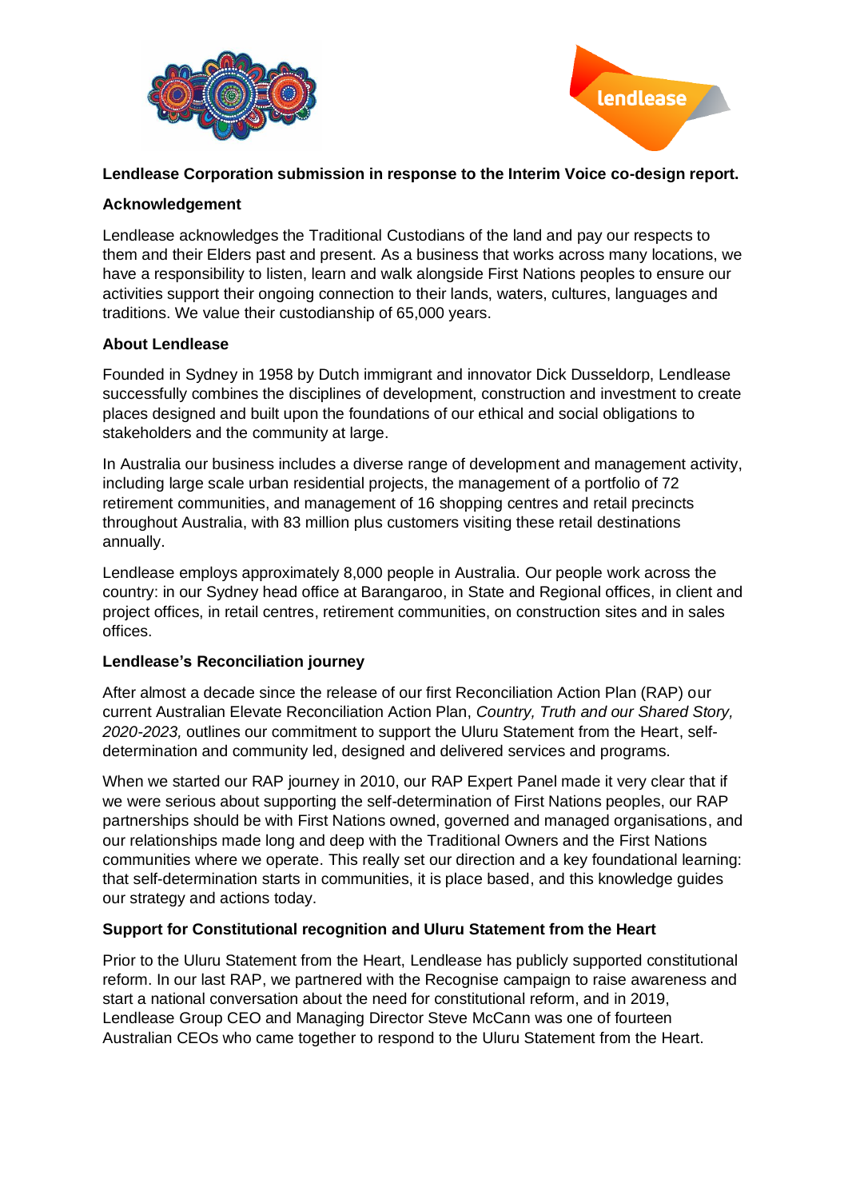**Lendlease Corporation submission in response to the Interim Voice co-design report.**

**Acknowledgement**

Lendlease acknowledges the Traditional Custodians of the land and pay our respects to them and their Elders past and present. As a business that works across many locations, we have a responsibility to listen, learn and walk alongside First Nations peoples to ensure our activities support their ongoing connection to their lands, waters, cultures, languages and traditions. We value their custodianship of 65,000 years.

**About Lendlease**

Founded in Sydney in 1958 by Dutch immigrant and innovator Dick Dusseldorp, Lendlease successfully combines the disciplines of development, construction and investment to create places designed and built upon the foundations of our ethical and social obligations to stakeholders and the community at large.

In Australia our business includes a diverse range of development and management activity, including large scale urban residential projects, the management of a portfolio of 72 retirement communities, and management of 16 shopping centres and retail precincts throughout Australia, with 83 million plus customers visiting these retail destinations annually.

Lendlease employs approximately 8,000 people in Australia. Our people work across the country: in our Sydney head office at Barangaroo, in State and Regional offices, in client and project offices, in retail centres, retirement communities, on construction sites and in sales offices.

**Lendlease's Reconciliation journey**

After almost a decade since the release of our first Reconciliation Action Plan (RAP) our current Australian Elevate Reconciliation Action Plan, *Country, Truth and our Shared Story, 2020-2023,* outlines our commitment to support the Uluru Statement from the Heart, self-determination and community led, designed and delivered services and programs.

When we started our RAP journey in 2010, our RAP Expert Panel made it very clear that if we were serious about supporting the self-determination of First Nations peoples, our RAP partnerships should be with First Nations owned, governed and managed organisations, and our relationships made long and deep with the Traditional Owners and the First Nations communities where we operate. This really set our direction and a key foundational learning: that self-determination starts in communities, it is place based, and this knowledge guides our strategy and actions today.

**Support for Constitutional recognition and Uluru Statement from the Heart**

Prior to the Uluru Statement from the Heart, Lendlease has publicly supported constitutional reform. In our last RAP, we partnered with the Recognise campaign to raise awareness and start a national conversation about the need for constitutional reform, and in 2019, Lendlease Group CEO and Managing Director Steve McCann was one of fourteen Australian CEOs who came together to respond to the Uluru Statement from the Heart.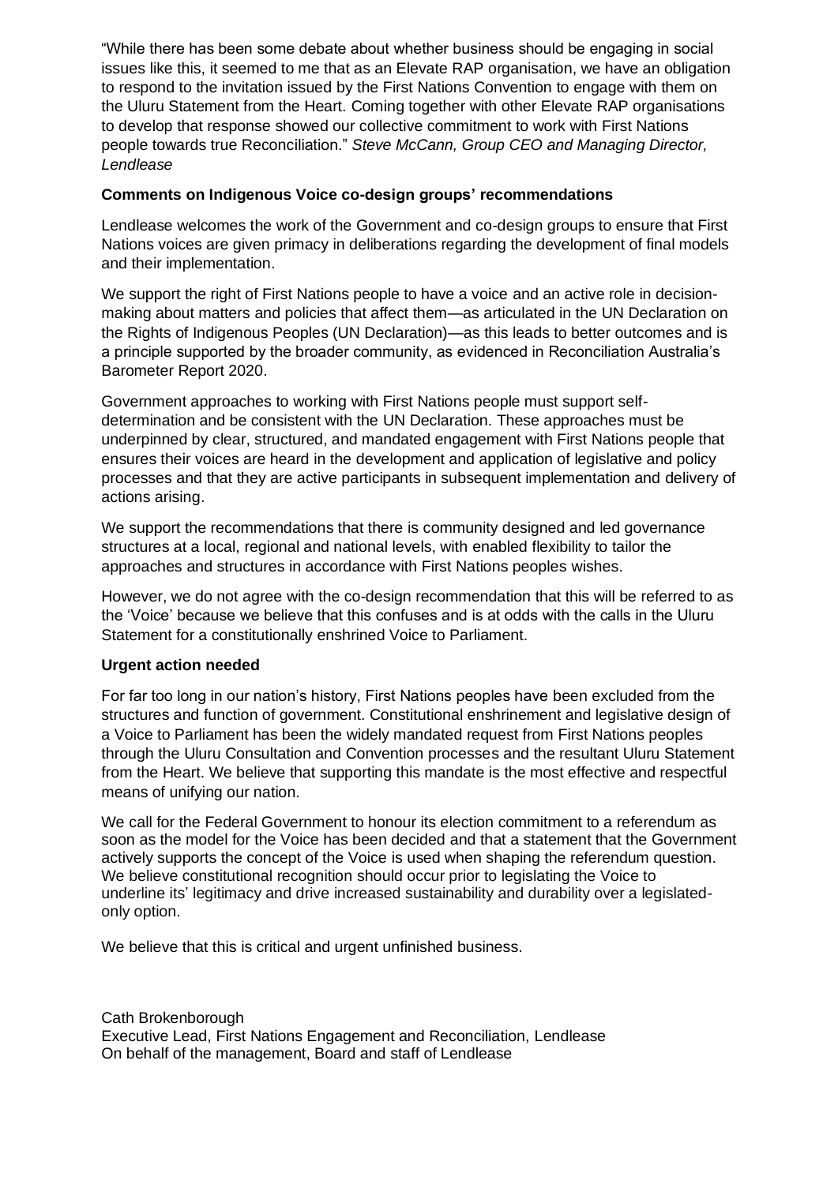"While there has been some debate about whether business should be engaging in social issues like this, it seemed to me that as an Elevate RAP organisation, we have an obligation to respond to the invitation issued by the First Nations Convention to engage with them on the Uluru Statement from the Heart. Coming together with other Elevate RAP organisations to develop that response showed our collective commitment to work with First Nations people towards true Reconciliation." *Steve McCann, Group CEO and Managing Director, Lendlease*

**Comments on Indigenous Voice co-design groups' recommendations**

Lendlease welcomes the work of the Government and co-design groups to ensure that First Nations voices are given primacy in deliberations regarding the development of final models and their implementation.

We support the right of First Nations people to have a voice and an active role in decision-making about matters and policies that affect them—as articulated in the UN Declaration on the Rights of Indigenous Peoples (UN Declaration)—as this leads to better outcomes and is a principle supported by the broader community, as evidenced in Reconciliation Australia's Barometer Report 2020.

Government approaches to working with First Nations people must support self-determination and be consistent with the UN Declaration. These approaches must be underpinned by clear, structured, and mandated engagement with First Nations people that ensures their voices are heard in the development and application of legislative and policy processes and that they are active participants in subsequent implementation and delivery of actions arising.

We support the recommendations that there is community designed and led governance structures at a local, regional and national levels, with enabled flexibility to tailor the approaches and structures in accordance with First Nations peoples wishes.

However, we do not agree with the co-design recommendation that this will be referred to as the 'Voice' because we believe that this confuses and is at odds with the calls in the Uluru Statement for a constitutionally enshrined Voice to Parliament.

**Urgent action needed**

For far too long in our nation's history, First Nations peoples have been excluded from the structures and function of government. Constitutional enshrinement and legislative design of a Voice to Parliament has been the widely mandated request from First Nations peoples through the Uluru Consultation and Convention processes and the resultant Uluru Statement from the Heart. We believe that supporting this mandate is the most effective and respectful means of unifying our nation.

We call for the Federal Government to honour its election commitment to a referendum as soon as the model for the Voice has been decided and that a statement that the Government actively supports the concept of the Voice is used when shaping the referendum question. We believe constitutional recognition should occur prior to legislating the Voice to underline its' legitimacy and drive increased sustainability and durability over a legislated-only option.

We believe that this is critical and urgent unfinished business.

Cath Brokenborough
Executive Lead, First Nations Engagement and Reconciliation, Lendlease
On behalf of the management, Board and staff of Lendlease